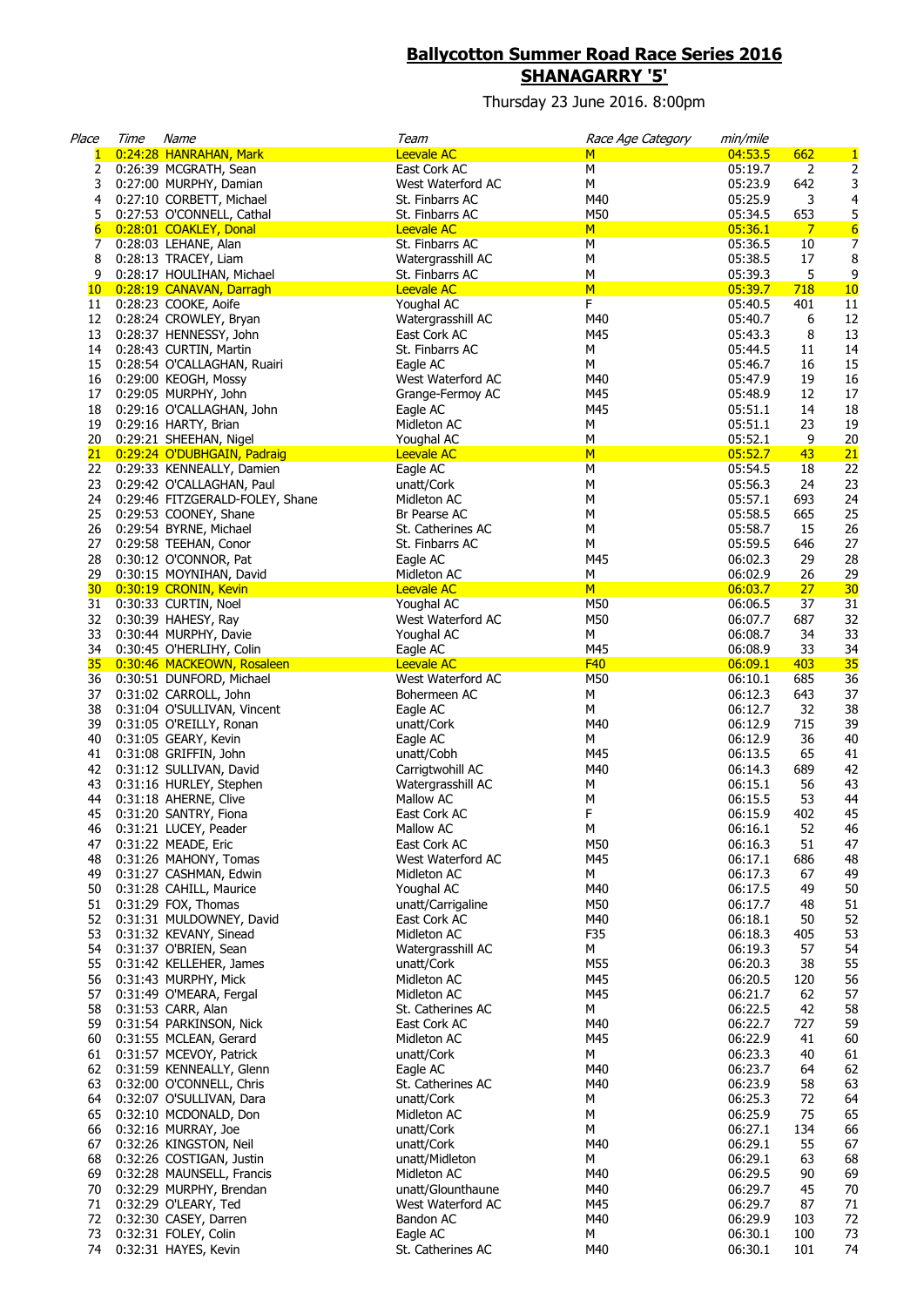# Ballycotton Summer Road Race Series 2016

## SHANAGARRY '5'

Thursday 23 June 2016. 8:00pm

| Place | Time | Name | Team | Race Age Category | min/mile | | |
|---|---|---|---|---|---|---|---|
| 1 | 0:24:28 | HANRAHAN, Mark | Leevale AC | M | 04:53.5 | 662 | 1 |
| 2 | 0:26:39 | MCGRATH, Sean | East Cork AC | M | 05:19.7 | 2 | 2 |
| 3 | 0:27:00 | MURPHY, Damian | West Waterford AC | M | 05:23.9 | 642 | 3 |
| 4 | 0:27:10 | CORBETT, Michael | St. Finbarrs AC | M40 | 05:25.9 | 3 | 4 |
| 5 | 0:27:53 | O'CONNELL, Cathal | St. Finbarrs AC | M50 | 05:34.5 | 653 | 5 |
| 6 | 0:28:01 | COAKLEY, Donal | Leevale AC | M | 05:36.1 | 7 | 6 |
| 7 | 0:28:03 | LEHANE, Alan | St. Finbarrs AC | M | 05:36.5 | 10 | 7 |
| 8 | 0:28:13 | TRACEY, Liam | Watergrasshill AC | M | 05:38.5 | 17 | 8 |
| 9 | 0:28:17 | HOULIHAN, Michael | St. Finbarrs AC | M | 05:39.3 | 5 | 9 |
| 10 | 0:28:19 | CANAVAN, Darragh | Leevale AC | M | 05:39.7 | 718 | 10 |
| 11 | 0:28:23 | COOKE, Aoife | Youghal AC | F | 05:40.5 | 401 | 11 |
| 12 | 0:28:24 | CROWLEY, Bryan | Watergrasshill AC | M40 | 05:40.7 | 6 | 12 |
| 13 | 0:28:37 | HENNESSY, John | East Cork AC | M45 | 05:43.3 | 8 | 13 |
| 14 | 0:28:43 | CURTIN, Martin | St. Finbarrs AC | M | 05:44.5 | 11 | 14 |
| 15 | 0:28:54 | O'CALLAGHAN, Ruairi | Eagle AC | M | 05:46.7 | 16 | 15 |
| 16 | 0:29:00 | KEOGH, Mossy | West Waterford AC | M40 | 05:47.9 | 19 | 16 |
| 17 | 0:29:05 | MURPHY, John | Grange-Fermoy AC | M45 | 05:48.9 | 12 | 17 |
| 18 | 0:29:16 | O'CALLAGHAN, John | Eagle AC | M45 | 05:51.1 | 14 | 18 |
| 19 | 0:29:16 | HARTY, Brian | Midleton AC | M | 05:51.1 | 23 | 19 |
| 20 | 0:29:21 | SHEEHAN, Nigel | Youghal AC | M | 05:52.1 | 9 | 20 |
| 21 | 0:29:24 | O'DUBHGAIN, Padraig | Leevale AC | M | 05:52.7 | 43 | 21 |
| 22 | 0:29:33 | KENNEALLY, Damien | Eagle AC | M | 05:54.5 | 18 | 22 |
| 23 | 0:29:42 | O'CALLAGHAN, Paul | unatt/Cork | M | 05:56.3 | 24 | 23 |
| 24 | 0:29:46 | FITZGERALD-FOLEY, Shane | Midleton AC | M | 05:57.1 | 693 | 24 |
| 25 | 0:29:53 | COONEY, Shane | Br Pearse AC | M | 05:58.5 | 665 | 25 |
| 26 | 0:29:54 | BYRNE, Michael | St. Catherines AC | M | 05:58.7 | 15 | 26 |
| 27 | 0:29:58 | TEEHAN, Conor | St. Finbarrs AC | M | 05:59.5 | 646 | 27 |
| 28 | 0:30:12 | O'CONNOR, Pat | Eagle AC | M45 | 06:02.3 | 29 | 28 |
| 29 | 0:30:15 | MOYNIHAN, David | Midleton AC | M | 06:02.9 | 26 | 29 |
| 30 | 0:30:19 | CRONIN, Kevin | Leevale AC | M | 06:03.7 | 27 | 30 |
| 31 | 0:30:33 | CURTIN, Noel | Youghal AC | M50 | 06:06.5 | 37 | 31 |
| 32 | 0:30:39 | HAHESY, Ray | West Waterford AC | M50 | 06:07.7 | 687 | 32 |
| 33 | 0:30:44 | MURPHY, Davie | Youghal AC | M | 06:08.7 | 34 | 33 |
| 34 | 0:30:45 | O'HERLIHY, Colin | Eagle AC | M45 | 06:08.9 | 33 | 34 |
| 35 | 0:30:46 | MACKEOWN, Rosaleen | Leevale AC | F40 | 06:09.1 | 403 | 35 |
| 36 | 0:30:51 | DUNFORD, Michael | West Waterford AC | M50 | 06:10.1 | 685 | 36 |
| 37 | 0:31:02 | CARROLL, John | Bohermeen AC | M | 06:12.3 | 643 | 37 |
| 38 | 0:31:04 | O'SULLIVAN, Vincent | Eagle AC | M | 06:12.7 | 32 | 38 |
| 39 | 0:31:05 | O'REILLY, Ronan | unatt/Cork | M40 | 06:12.9 | 715 | 39 |
| 40 | 0:31:05 | GEARY, Kevin | Eagle AC | M | 06:12.9 | 36 | 40 |
| 41 | 0:31:08 | GRIFFIN, John | unatt/Cobh | M45 | 06:13.5 | 65 | 41 |
| 42 | 0:31:12 | SULLIVAN, David | Carrigtwohill AC | M40 | 06:14.3 | 689 | 42 |
| 43 | 0:31:16 | HURLEY, Stephen | Watergrasshill AC | M | 06:15.1 | 56 | 43 |
| 44 | 0:31:18 | AHERNE, Clive | Mallow AC | M | 06:15.5 | 53 | 44 |
| 45 | 0:31:20 | SANTRY, Fiona | East Cork AC | F | 06:15.9 | 402 | 45 |
| 46 | 0:31:21 | LUCEY, Peader | Mallow AC | M | 06:16.1 | 52 | 46 |
| 47 | 0:31:22 | MEADE, Eric | East Cork AC | M50 | 06:16.3 | 51 | 47 |
| 48 | 0:31:26 | MAHONY, Tomas | West Waterford AC | M45 | 06:17.1 | 686 | 48 |
| 49 | 0:31:27 | CASHMAN, Edwin | Midleton AC | M | 06:17.3 | 67 | 49 |
| 50 | 0:31:28 | CAHILL, Maurice | Youghal AC | M40 | 06:17.5 | 49 | 50 |
| 51 | 0:31:29 | FOX, Thomas | unatt/Carrigaline | M50 | 06:17.7 | 48 | 51 |
| 52 | 0:31:31 | MULDOWNEY, David | East Cork AC | M40 | 06:18.1 | 50 | 52 |
| 53 | 0:31:32 | KEVANY, Sinead | Midleton AC | F35 | 06:18.3 | 405 | 53 |
| 54 | 0:31:37 | O'BRIEN, Sean | Watergrasshill AC | M | 06:19.3 | 57 | 54 |
| 55 | 0:31:42 | KELLEHER, James | unatt/Cork | M55 | 06:20.3 | 38 | 55 |
| 56 | 0:31:43 | MURPHY, Mick | Midleton AC | M45 | 06:20.5 | 120 | 56 |
| 57 | 0:31:49 | O'MEARA, Fergal | Midleton AC | M45 | 06:21.7 | 62 | 57 |
| 58 | 0:31:53 | CARR, Alan | St. Catherines AC | M | 06:22.5 | 42 | 58 |
| 59 | 0:31:54 | PARKINSON, Nick | East Cork AC | M40 | 06:22.7 | 727 | 59 |
| 60 | 0:31:55 | MCLEAN, Gerard | Midleton AC | M45 | 06:22.9 | 41 | 60 |
| 61 | 0:31:57 | MCEVOY, Patrick | unatt/Cork | M | 06:23.3 | 40 | 61 |
| 62 | 0:31:59 | KENNEALLY, Glenn | Eagle AC | M40 | 06:23.7 | 64 | 62 |
| 63 | 0:32:00 | O'CONNELL, Chris | St. Catherines AC | M40 | 06:23.9 | 58 | 63 |
| 64 | 0:32:07 | O'SULLIVAN, Dara | unatt/Cork | M | 06:25.3 | 72 | 64 |
| 65 | 0:32:10 | MCDONALD, Don | Midleton AC | M | 06:25.9 | 75 | 65 |
| 66 | 0:32:16 | MURRAY, Joe | unatt/Cork | M | 06:27.1 | 134 | 66 |
| 67 | 0:32:26 | KINGSTON, Neil | unatt/Cork | M40 | 06:29.1 | 55 | 67 |
| 68 | 0:32:26 | COSTIGAN, Justin | unatt/Midleton | M | 06:29.1 | 63 | 68 |
| 69 | 0:32:28 | MAUNSELL, Francis | Midleton AC | M40 | 06:29.5 | 90 | 69 |
| 70 | 0:32:29 | MURPHY, Brendan | unatt/Glounthaune | M40 | 06:29.7 | 45 | 70 |
| 71 | 0:32:29 | O'LEARY, Ted | West Waterford AC | M45 | 06:29.7 | 87 | 71 |
| 72 | 0:32:30 | CASEY, Darren | Bandon AC | M40 | 06:29.9 | 103 | 72 |
| 73 | 0:32:31 | FOLEY, Colin | Eagle AC | M | 06:30.1 | 100 | 73 |
| 74 | 0:32:31 | HAYES, Kevin | St. Catherines AC | M40 | 06:30.1 | 101 | 74 |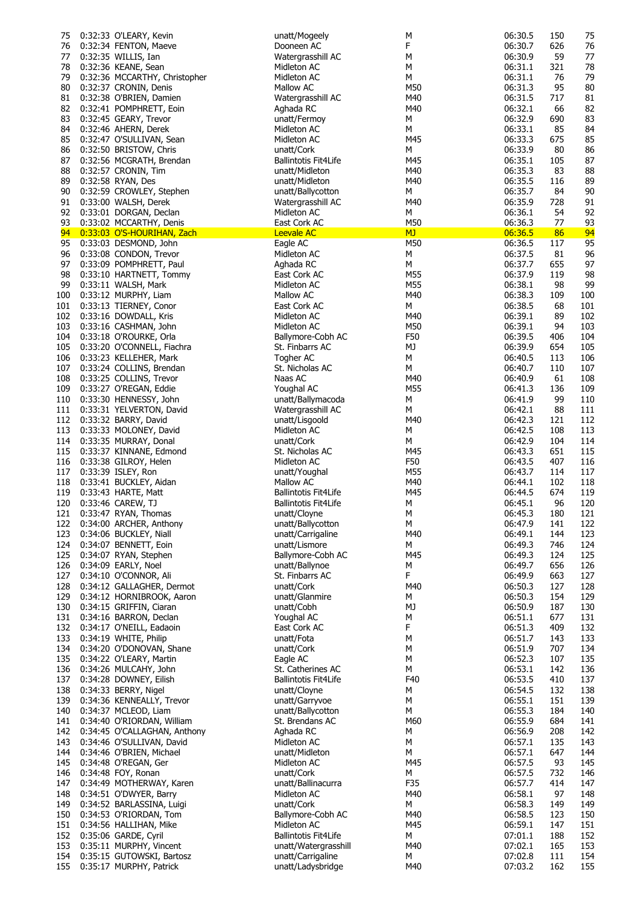| | | | | | | | |
|---|---|---|---|---|---|---|---|
| 75 | 0:32:33 | O'LEARY, Kevin | unatt/Mogeely | M | 06:30.5 | 150 | 75 |
| 76 | 0:32:34 | FENTON, Maeve | Dooneen AC | F | 06:30.7 | 626 | 76 |
| 77 | 0:32:35 | WILLIS, Ian | Watergrasshill AC | M | 06:30.9 | 59 | 77 |
| 78 | 0:32:36 | KEANE, Sean | Midleton AC | M | 06:31.1 | 321 | 78 |
| 79 | 0:32:36 | MCCARTHY, Christopher | Midleton AC | M | 06:31.1 | 76 | 79 |
| 80 | 0:32:37 | CRONIN, Denis | Mallow AC | M50 | 06:31.3 | 95 | 80 |
| 81 | 0:32:38 | O'BRIEN, Damien | Watergrasshill AC | M40 | 06:31.5 | 717 | 81 |
| 82 | 0:32:41 | POMPHRETT, Eoin | Aghada RC | M40 | 06:32.1 | 66 | 82 |
| 83 | 0:32:45 | GEARY, Trevor | unatt/Fermoy | M | 06:32.9 | 690 | 83 |
| 84 | 0:32:46 | AHERN, Derek | Midleton AC | M | 06:33.1 | 85 | 84 |
| 85 | 0:32:47 | O'SULLIVAN, Sean | Midleton AC | M45 | 06:33.3 | 675 | 85 |
| 86 | 0:32:50 | BRISTOW, Chris | unatt/Cork | M | 06:33.9 | 80 | 86 |
| 87 | 0:32:56 | MCGRATH, Brendan | Ballintotis Fit4Life | M45 | 06:35.1 | 105 | 87 |
| 88 | 0:32:57 | CRONIN, Tim | unatt/Midleton | M40 | 06:35.3 | 83 | 88 |
| 89 | 0:32:58 | RYAN, Des | unatt/Midleton | M40 | 06:35.5 | 116 | 89 |
| 90 | 0:32:59 | CROWLEY, Stephen | unatt/Ballycotton | M | 06:35.7 | 84 | 90 |
| 91 | 0:33:00 | WALSH, Derek | Watergrasshill AC | M40 | 06:35.9 | 728 | 91 |
| 92 | 0:33:01 | DORGAN, Declan | Midleton AC | M | 06:36.1 | 54 | 92 |
| 93 | 0:33:02 | MCCARTHY, Denis | East Cork AC | M50 | 06:36.3 | 77 | 93 |
| 94 | 0:33:03 | O'S-HOURIHAN, Zach | Leevale AC | MJ | 06:36.5 | 86 | 94 |
| 95 | 0:33:03 | DESMOND, John | Eagle AC | M50 | 06:36.5 | 117 | 95 |
| 96 | 0:33:08 | CONDON, Trevor | Midleton AC | M | 06:37.5 | 81 | 96 |
| 97 | 0:33:09 | POMPHRETT, Paul | Aghada RC | M | 06:37.7 | 655 | 97 |
| 98 | 0:33:10 | HARTNETT, Tommy | East Cork AC | M55 | 06:37.9 | 119 | 98 |
| 99 | 0:33:11 | WALSH, Mark | Midleton AC | M55 | 06:38.1 | 98 | 99 |
| 100 | 0:33:12 | MURPHY, Liam | Mallow AC | M40 | 06:38.3 | 109 | 100 |
| 101 | 0:33:13 | TIERNEY, Conor | East Cork AC | M | 06:38.5 | 68 | 101 |
| 102 | 0:33:16 | DOWDALL, Kris | Midleton AC | M40 | 06:39.1 | 89 | 102 |
| 103 | 0:33:16 | CASHMAN, John | Midleton AC | M50 | 06:39.1 | 94 | 103 |
| 104 | 0:33:18 | O'ROURKE, Orla | Ballymore-Cobh AC | F50 | 06:39.5 | 406 | 104 |
| 105 | 0:33:20 | O'CONNELL, Fiachra | St. Finbarrs AC | MJ | 06:39.9 | 654 | 105 |
| 106 | 0:33:23 | KELLEHER, Mark | Togher AC | M | 06:40.5 | 113 | 106 |
| 107 | 0:33:24 | COLLINS, Brendan | St. Nicholas AC | M | 06:40.7 | 110 | 107 |
| 108 | 0:33:25 | COLLINS, Trevor | Naas AC | M40 | 06:40.9 | 61 | 108 |
| 109 | 0:33:27 | O'REGAN, Eddie | Youghal AC | M55 | 06:41.3 | 136 | 109 |
| 110 | 0:33:30 | HENNESSY, John | unatt/Ballymacoda | M | 06:41.9 | 99 | 110 |
| 111 | 0:33:31 | YELVERTON, David | Watergrasshill AC | M | 06:42.1 | 88 | 111 |
| 112 | 0:33:32 | BARRY, David | unatt/Lisgoold | M40 | 06:42.3 | 121 | 112 |
| 113 | 0:33:33 | MOLONEY, David | Midleton AC | M | 06:42.5 | 108 | 113 |
| 114 | 0:33:35 | MURRAY, Donal | unatt/Cork | M | 06:42.9 | 104 | 114 |
| 115 | 0:33:37 | KINNANE, Edmond | St. Nicholas AC | M45 | 06:43.3 | 651 | 115 |
| 116 | 0:33:38 | GILROY, Helen | Midleton AC | F50 | 06:43.5 | 407 | 116 |
| 117 | 0:33:39 | ISLEY, Ron | unatt/Youghal | M55 | 06:43.7 | 114 | 117 |
| 118 | 0:33:41 | BUCKLEY, Aidan | Mallow AC | M40 | 06:44.1 | 102 | 118 |
| 119 | 0:33:43 | HARTE, Matt | Ballintotis Fit4Life | M45 | 06:44.5 | 674 | 119 |
| 120 | 0:33:46 | CAREW, TJ | Ballintotis Fit4Life | M | 06:45.1 | 96 | 120 |
| 121 | 0:33:47 | RYAN, Thomas | unatt/Cloyne | M | 06:45.3 | 180 | 121 |
| 122 | 0:34:00 | ARCHER, Anthony | unatt/Ballycotton | M | 06:47.9 | 141 | 122 |
| 123 | 0:34:06 | BUCKLEY, Niall | unatt/Carrigaline | M40 | 06:49.1 | 144 | 123 |
| 124 | 0:34:07 | BENNETT, Eoin | unatt/Lismore | M | 06:49.3 | 746 | 124 |
| 125 | 0:34:07 | RYAN, Stephen | Ballymore-Cobh AC | M45 | 06:49.3 | 124 | 125 |
| 126 | 0:34:09 | EARLY, Noel | unatt/Ballynoe | M | 06:49.7 | 656 | 126 |
| 127 | 0:34:10 | O'CONNOR, Ali | St. Finbarrs AC | F | 06:49.9 | 663 | 127 |
| 128 | 0:34:12 | GALLAGHER, Dermot | unatt/Cork | M40 | 06:50.3 | 127 | 128 |
| 129 | 0:34:12 | HORNIBROOK, Aaron | unatt/Glanmire | M | 06:50.3 | 154 | 129 |
| 130 | 0:34:15 | GRIFFIN, Ciaran | unatt/Cobh | MJ | 06:50.9 | 187 | 130 |
| 131 | 0:34:16 | BARRON, Declan | Youghal AC | M | 06:51.1 | 677 | 131 |
| 132 | 0:34:17 | O'NEILL, Eadaoin | East Cork AC | F | 06:51.3 | 409 | 132 |
| 133 | 0:34:19 | WHITE, Philip | unatt/Fota | M | 06:51.7 | 143 | 133 |
| 134 | 0:34:20 | O'DONOVAN, Shane | unatt/Cork | M | 06:51.9 | 707 | 134 |
| 135 | 0:34:22 | O'LEARY, Martin | Eagle AC | M | 06:52.3 | 107 | 135 |
| 136 | 0:34:26 | MULCAHY, John | St. Catherines AC | M | 06:53.1 | 142 | 136 |
| 137 | 0:34:28 | DOWNEY, Eilish | Ballintotis Fit4Life | F40 | 06:53.5 | 410 | 137 |
| 138 | 0:34:33 | BERRY, Nigel | unatt/Cloyne | M | 06:54.5 | 132 | 138 |
| 139 | 0:34:36 | KENNEALLY, Trevor | unatt/Garryvoe | M | 06:55.1 | 151 | 139 |
| 140 | 0:34:37 | MCLEOD, Liam | unatt/Ballycotton | M | 06:55.3 | 184 | 140 |
| 141 | 0:34:40 | O'RIORDAN, William | St. Brendans AC | M60 | 06:55.9 | 684 | 141 |
| 142 | 0:34:45 | O'CALLAGHAN, Anthony | Aghada RC | M | 06:56.9 | 208 | 142 |
| 143 | 0:34:46 | O'SULLIVAN, David | Midleton AC | M | 06:57.1 | 135 | 143 |
| 144 | 0:34:46 | O'BRIEN, Michael | unatt/Midleton | M | 06:57.1 | 647 | 144 |
| 145 | 0:34:48 | O'REGAN, Ger | Midleton AC | M45 | 06:57.5 | 93 | 145 |
| 146 | 0:34:48 | FOY, Ronan | unatt/Cork | M | 06:57.5 | 732 | 146 |
| 147 | 0:34:49 | MOTHERWAY, Karen | unatt/Ballinacurra | F35 | 06:57.7 | 414 | 147 |
| 148 | 0:34:51 | O'DWYER, Barry | Midleton AC | M40 | 06:58.1 | 97 | 148 |
| 149 | 0:34:52 | BARLASSINA, Luigi | unatt/Cork | M | 06:58.3 | 149 | 149 |
| 150 | 0:34:53 | O'RIORDAN, Tom | Ballymore-Cobh AC | M40 | 06:58.5 | 123 | 150 |
| 151 | 0:34:56 | HALLIHAN, Mike | Midleton AC | M45 | 06:59.1 | 147 | 151 |
| 152 | 0:35:06 | GARDE, Cyril | Ballintotis Fit4Life | M | 07:01.1 | 188 | 152 |
| 153 | 0:35:11 | MURPHY, Vincent | unatt/Watergrasshill | M40 | 07:02.1 | 165 | 153 |
| 154 | 0:35:15 | GUTOWSKI, Bartosz | unatt/Carrigaline | M | 07:02.8 | 111 | 154 |
| 155 | 0:35:17 | MURPHY, Patrick | unatt/Ladysbridge | M40 | 07:03.2 | 162 | 155 |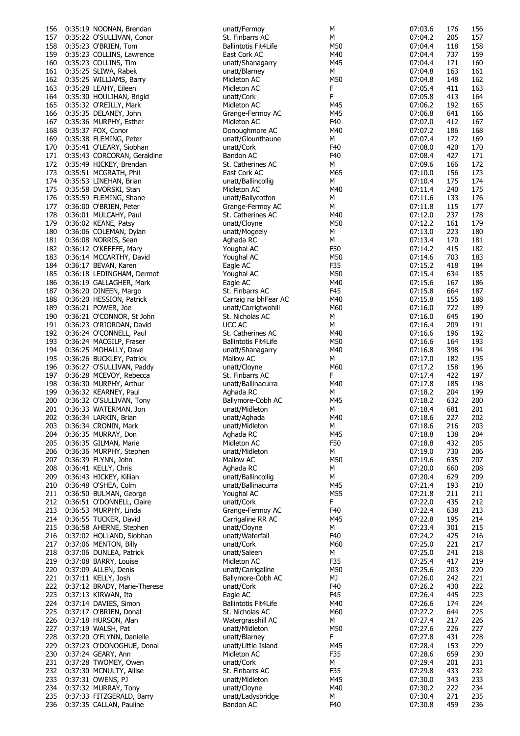| | | | | | | | |
|---|---|---|---|---|---|---|---|
| 156 | 0:35:19 | NOONAN, Brendan | unatt/Fermoy | M | 07:03.6 | 176 | 156 |
| 157 | 0:35:22 | O'SULLIVAN, Conor | St. Finbarrs AC | M | 07:04.2 | 205 | 157 |
| 158 | 0:35:23 | O'BRIEN, Tom | Ballintotis Fit4Life | M50 | 07:04.4 | 118 | 158 |
| 159 | 0:35:23 | COLLINS, Lawrence | East Cork AC | M40 | 07:04.4 | 737 | 159 |
| 160 | 0:35:23 | COLLINS, Tim | unatt/Shanagarry | M45 | 07:04.4 | 171 | 160 |
| 161 | 0:35:25 | SLIWA, Rabek | unatt/Blarney | M | 07:04.8 | 163 | 161 |
| 162 | 0:35:25 | WILLIAMS, Barry | Midleton AC | M50 | 07:04.8 | 148 | 162 |
| 163 | 0:35:28 | LEAHY, Eileen | Midleton AC | F | 07:05.4 | 411 | 163 |
| 164 | 0:35:30 | HOULIHAN, Brigid | unatt/Cork | F | 07:05.8 | 413 | 164 |
| 165 | 0:35:32 | O'REILLY, Mark | Midleton AC | M45 | 07:06.2 | 192 | 165 |
| 166 | 0:35:35 | DELANEY, John | Grange-Fermoy AC | M45 | 07:06.8 | 641 | 166 |
| 167 | 0:35:36 | MURPHY, Esther | Midleton AC | F40 | 07:07.0 | 412 | 167 |
| 168 | 0:35:37 | FOX, Conor | Donoughmore AC | M40 | 07:07.2 | 186 | 168 |
| 169 | 0:35:38 | FLEMING, Peter | unatt/Glounthaune | M | 07:07.4 | 172 | 169 |
| 170 | 0:35:41 | O'LEARY, Siobhan | unatt/Cork | F40 | 07:08.0 | 420 | 170 |
| 171 | 0:35:43 | CORCORAN, Geraldine | Bandon AC | F40 | 07:08.4 | 427 | 171 |
| 172 | 0:35:49 | HICKEY, Brendan | St. Catherines AC | M | 07:09.6 | 166 | 172 |
| 173 | 0:35:51 | MCGRATH, Phil | East Cork AC | M65 | 07:10.0 | 156 | 173 |
| 174 | 0:35:53 | LINEHAN, Brian | unatt/Ballincollig | M | 07:10.4 | 175 | 174 |
| 175 | 0:35:58 | DVORSKI, Stan | Midleton AC | M40 | 07:11.4 | 240 | 175 |
| 176 | 0:35:59 | FLEMING, Shane | unatt/Ballycotton | M | 07:11.6 | 133 | 176 |
| 177 | 0:36:00 | O'BRIEN, Peter | Grange-Fermoy AC | M | 07:11.8 | 115 | 177 |
| 178 | 0:36:01 | MULCAHY, Paul | St. Catherines AC | M40 | 07:12.0 | 237 | 178 |
| 179 | 0:36:02 | KEANE, Patsy | unatt/Cloyne | M50 | 07:12.2 | 161 | 179 |
| 180 | 0:36:06 | COLEMAN, Dylan | unatt/Mogeely | M | 07:13.0 | 223 | 180 |
| 181 | 0:36:08 | NORRIS, Sean | Aghada RC | M | 07:13.4 | 170 | 181 |
| 182 | 0:36:12 | O'KEEFFE, Mary | Youghal AC | F50 | 07:14.2 | 415 | 182 |
| 183 | 0:36:14 | MCCARTHY, David | Youghal AC | M50 | 07:14.6 | 703 | 183 |
| 184 | 0:36:17 | BEVAN, Karen | Eagle AC | F35 | 07:15.2 | 418 | 184 |
| 185 | 0:36:18 | LEDINGHAM, Dermot | Youghal AC | M50 | 07:15.4 | 634 | 185 |
| 186 | 0:36:19 | GALLAGHER, Mark | Eagle AC | M40 | 07:15.6 | 167 | 186 |
| 187 | 0:36:20 | DINEEN, Margo | St. Finbarrs AC | F45 | 07:15.8 | 664 | 187 |
| 188 | 0:36:20 | HESSION, Patrick | Carraig na bhFear AC | M40 | 07:15.8 | 155 | 188 |
| 189 | 0:36:21 | POWER, Joe | unatt/Carrigtwohill | M60 | 07:16.0 | 722 | 189 |
| 190 | 0:36:21 | O'CONNOR, St John | St. Nicholas AC | M | 07:16.0 | 645 | 190 |
| 191 | 0:36:23 | O'RIORDAN, David | UCC AC | M | 07:16.4 | 209 | 191 |
| 192 | 0:36:24 | O'CONNELL, Paul | St. Catherines AC | M40 | 07:16.6 | 196 | 192 |
| 193 | 0:36:24 | MACGILP, Fraser | Ballintotis Fit4Life | M50 | 07:16.6 | 164 | 193 |
| 194 | 0:36:25 | MOHALLY, Dave | unatt/Shanagarry | M40 | 07:16.8 | 398 | 194 |
| 195 | 0:36:26 | BUCKLEY, Patrick | Mallow AC | M | 07:17.0 | 182 | 195 |
| 196 | 0:36:27 | O'SULLIVAN, Paddy | unatt/Cloyne | M60 | 07:17.2 | 158 | 196 |
| 197 | 0:36:28 | MCEVOY, Rebecca | St. Finbarrs AC | F | 07:17.4 | 422 | 197 |
| 198 | 0:36:30 | MURPHY, Arthur | unatt/Ballinacurra | M40 | 07:17.8 | 185 | 198 |
| 199 | 0:36:32 | KEARNEY, Paul | Aghada RC | M | 07:18.2 | 204 | 199 |
| 200 | 0:36:32 | O'SULLIVAN, Tony | Ballymore-Cobh AC | M45 | 07:18.2 | 632 | 200 |
| 201 | 0:36:33 | WATERMAN, Jon | unatt/Midleton | M | 07:18.4 | 681 | 201 |
| 202 | 0:36:34 | LARKIN, Brian | unatt/Aghada | M40 | 07:18.6 | 227 | 202 |
| 203 | 0:36:34 | CRONIN, Mark | unatt/Midleton | M | 07:18.6 | 216 | 203 |
| 204 | 0:36:35 | MURRAY, Don | Aghada RC | M45 | 07:18.8 | 138 | 204 |
| 205 | 0:36:35 | GILMAN, Marie | Midleton AC | F50 | 07:18.8 | 432 | 205 |
| 206 | 0:36:36 | MURPHY, Stephen | unatt/Midleton | M | 07:19.0 | 730 | 206 |
| 207 | 0:36:39 | FLYNN, John | Mallow AC | M50 | 07:19.6 | 635 | 207 |
| 208 | 0:36:41 | KELLY, Chris | Aghada RC | M | 07:20.0 | 660 | 208 |
| 209 | 0:36:43 | HICKEY, Killian | unatt/Ballincollig | M | 07:20.4 | 629 | 209 |
| 210 | 0:36:48 | O'SHEA, Colm | unatt/Ballinacurra | M45 | 07:21.4 | 193 | 210 |
| 211 | 0:36:50 | BULMAN, George | Youghal AC | M55 | 07:21.8 | 211 | 211 |
| 212 | 0:36:51 | O'DONNELL, Claire | unatt/Cork | F | 07:22.0 | 435 | 212 |
| 213 | 0:36:53 | MURPHY, Linda | Grange-Fermoy AC | F40 | 07:22.4 | 638 | 213 |
| 214 | 0:36:55 | TUCKER, David | Carrigaline RR AC | M45 | 07:22.8 | 195 | 214 |
| 215 | 0:36:58 | AHERNE, Stephen | unatt/Cloyne | M | 07:23.4 | 301 | 215 |
| 216 | 0:37:02 | HOLLAND, Siobhan | unatt/Waterfall | F40 | 07:24.2 | 425 | 216 |
| 217 | 0:37:06 | MENTON, Billy | unatt/Cork | M60 | 07:25.0 | 221 | 217 |
| 218 | 0:37:06 | DUNLEA, Patrick | unatt/Saleen | M | 07:25.0 | 241 | 218 |
| 219 | 0:37:08 | BARRY, Louise | Midleton AC | F35 | 07:25.4 | 417 | 219 |
| 220 | 0:37:09 | ALLEN, Denis | unatt/Carrigaline | M50 | 07:25.6 | 203 | 220 |
| 221 | 0:37:11 | KELLY, Josh | Ballymore-Cobh AC | MJ | 07:26.0 | 242 | 221 |
| 222 | 0:37:12 | BRADY, Marie-Therese | unatt/Cork | F40 | 07:26.2 | 430 | 222 |
| 223 | 0:37:13 | KIRWAN, Ita | Eagle AC | F45 | 07:26.4 | 445 | 223 |
| 224 | 0:37:14 | DAVIES, Simon | Ballintotis Fit4Life | M40 | 07:26.6 | 174 | 224 |
| 225 | 0:37:17 | O'BRIEN, Donal | St. Nicholas AC | M60 | 07:27.2 | 644 | 225 |
| 226 | 0:37:18 | HURSON, Alan | Watergrasshill AC | M | 07:27.4 | 217 | 226 |
| 227 | 0:37:19 | WALSH, Pat | unatt/Midleton | M50 | 07:27.6 | 226 | 227 |
| 228 | 0:37:20 | O'FLYNN, Danielle | unatt/Blarney | F | 07:27.8 | 431 | 228 |
| 229 | 0:37:23 | O'DONOGHUE, Donal | unatt/Little Island | M45 | 07:28.4 | 153 | 229 |
| 230 | 0:37:24 | GEARY, Ann | Midleton AC | F35 | 07:28.6 | 659 | 230 |
| 231 | 0:37:28 | TWOMEY, Owen | unatt/Cork | M | 07:29.4 | 201 | 231 |
| 232 | 0:37:30 | MCNULTY, Ailise | St. Finbarrs AC | F35 | 07:29.8 | 433 | 232 |
| 233 | 0:37:31 | OWENS, PJ | unatt/Midleton | M45 | 07:30.0 | 343 | 233 |
| 234 | 0:37:32 | MURRAY, Tony | unatt/Cloyne | M40 | 07:30.2 | 222 | 234 |
| 235 | 0:37:33 | FITZGERALD, Barry | unatt/Ladysbridge | M | 07:30.4 | 271 | 235 |
| 236 | 0:37:35 | CALLAN, Pauline | Bandon AC | F40 | 07:30.8 | 459 | 236 |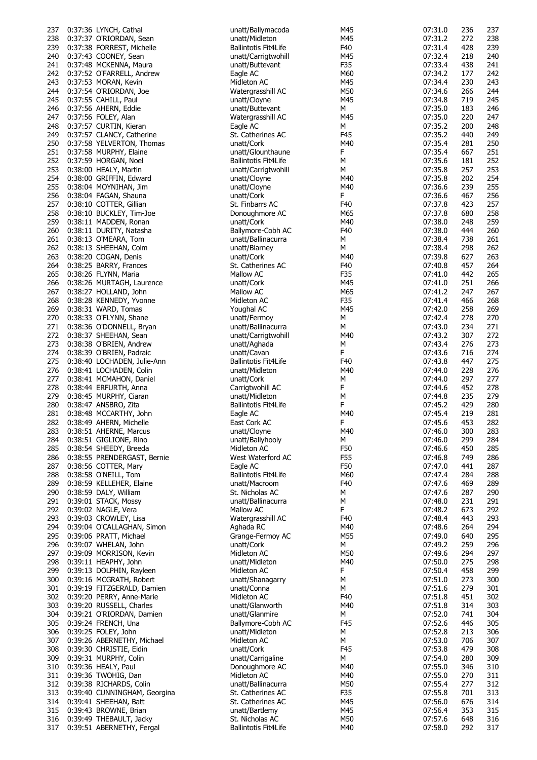| | | | | | | | |
|---|---|---|---|---|---|---|---|
| 237 | 0:37:36 | LYNCH, Cathal | unatt/Ballymacoda | M45 | 07:31.0 | 236 | 237 |
| 238 | 0:37:37 | O'RIORDAN, Sean | unatt/Midleton | M45 | 07:31.2 | 272 | 238 |
| 239 | 0:37:38 | FORREST, Michelle | Ballintotis Fit4Life | F40 | 07:31.4 | 428 | 239 |
| 240 | 0:37:43 | COONEY, Sean | unatt/Carrigtwohill | M45 | 07:32.4 | 218 | 240 |
| 241 | 0:37:48 | MCKENNA, Maura | unatt/Buttevant | F35 | 07:33.4 | 438 | 241 |
| 242 | 0:37:52 | O'FARRELL, Andrew | Eagle AC | M60 | 07:34.2 | 177 | 242 |
| 243 | 0:37:53 | MORAN, Kevin | Midleton AC | M45 | 07:34.4 | 230 | 243 |
| 244 | 0:37:54 | O'RIORDAN, Joe | Watergrasshill AC | M50 | 07:34.6 | 266 | 244 |
| 245 | 0:37:55 | CAHILL, Paul | unatt/Cloyne | M45 | 07:34.8 | 719 | 245 |
| 246 | 0:37:56 | AHERN, Eddie | unatt/Buttevant | M | 07:35.0 | 183 | 246 |
| 247 | 0:37:56 | FOLEY, Alan | Watergrasshill AC | M45 | 07:35.0 | 220 | 247 |
| 248 | 0:37:57 | CURTIN, Kieran | Eagle AC | M | 07:35.2 | 200 | 248 |
| 249 | 0:37:57 | CLANCY, Catherine | St. Catherines AC | F45 | 07:35.2 | 440 | 249 |
| 250 | 0:37:58 | YELVERTON, Thomas | unatt/Cork | M40 | 07:35.4 | 281 | 250 |
| 251 | 0:37:58 | MURPHY, Elaine | unatt/Glounthaune | F | 07:35.4 | 667 | 251 |
| 252 | 0:37:59 | HORGAN, Noel | Ballintotis Fit4Life | M | 07:35.6 | 181 | 252 |
| 253 | 0:38:00 | HEALY, Martin | unatt/Carrigtwohill | M | 07:35.8 | 257 | 253 |
| 254 | 0:38:00 | GRIFFIN, Edward | unatt/Cloyne | M40 | 07:35.8 | 202 | 254 |
| 255 | 0:38:04 | MOYNIHAN, Jim | unatt/Cloyne | M40 | 07:36.6 | 239 | 255 |
| 256 | 0:38:04 | FAGAN, Shauna | unatt/Cork | F | 07:36.6 | 467 | 256 |
| 257 | 0:38:10 | COTTER, Gillian | St. Finbarrs AC | F40 | 07:37.8 | 423 | 257 |
| 258 | 0:38:10 | BUCKLEY, Tim-Joe | Donoughmore AC | M65 | 07:37.8 | 680 | 258 |
| 259 | 0:38:11 | MADDEN, Ronan | unatt/Cork | M40 | 07:38.0 | 248 | 259 |
| 260 | 0:38:11 | DURITY, Natasha | Ballymore-Cobh AC | F40 | 07:38.0 | 444 | 260 |
| 261 | 0:38:13 | O'MEARA, Tom | unatt/Ballinacurra | M | 07:38.4 | 738 | 261 |
| 262 | 0:38:13 | SHEEHAN, Colm | unatt/Blarney | M | 07:38.4 | 298 | 262 |
| 263 | 0:38:20 | COGAN, Denis | unatt/Cork | M40 | 07:39.8 | 627 | 263 |
| 264 | 0:38:25 | BARRY, Frances | St. Catherines AC | F40 | 07:40.8 | 457 | 264 |
| 265 | 0:38:26 | FLYNN, Maria | Mallow AC | F35 | 07:41.0 | 442 | 265 |
| 266 | 0:38:26 | MURTAGH, Laurence | unatt/Cork | M45 | 07:41.0 | 251 | 266 |
| 267 | 0:38:27 | HOLLAND, John | Mallow AC | M65 | 07:41.2 | 247 | 267 |
| 268 | 0:38:28 | KENNEDY, Yvonne | Midleton AC | F35 | 07:41.4 | 466 | 268 |
| 269 | 0:38:31 | WARD, Tomas | Youghal AC | M45 | 07:42.0 | 258 | 269 |
| 270 | 0:38:33 | O'FLYNN, Shane | unatt/Fermoy | M | 07:42.4 | 278 | 270 |
| 271 | 0:38:36 | O'DONNELL, Bryan | unatt/Ballinacurra | M | 07:43.0 | 234 | 271 |
| 272 | 0:38:37 | SHEEHAN, Sean | unatt/Carrigtwohill | M40 | 07:43.2 | 307 | 272 |
| 273 | 0:38:38 | O'BRIEN, Andrew | unatt/Aghada | M | 07:43.4 | 276 | 273 |
| 274 | 0:38:39 | O'BRIEN, Padraic | unatt/Cavan | F | 07:43.6 | 716 | 274 |
| 275 | 0:38:40 | LOCHADEN, Julie-Ann | Ballintotis Fit4Life | F40 | 07:43.8 | 447 | 275 |
| 276 | 0:38:41 | LOCHADEN, Colin | unatt/Midleton | M40 | 07:44.0 | 228 | 276 |
| 277 | 0:38:41 | MCMAHON, Daniel | unatt/Cork | M | 07:44.0 | 297 | 277 |
| 278 | 0:38:44 | ERFURTH, Anna | Carrigtwohill AC | F | 07:44.6 | 452 | 278 |
| 279 | 0:38:45 | MURPHY, Ciaran | unatt/Midleton | M | 07:44.8 | 235 | 279 |
| 280 | 0:38:47 | ANSBRO, Zita | Ballintotis Fit4Life | F | 07:45.2 | 429 | 280 |
| 281 | 0:38:48 | MCCARTHY, John | Eagle AC | M40 | 07:45.4 | 219 | 281 |
| 282 | 0:38:49 | AHERN, Michelle | East Cork AC | F | 07:45.6 | 453 | 282 |
| 283 | 0:38:51 | AHERNE, Marcus | unatt/Cloyne | M40 | 07:46.0 | 300 | 283 |
| 284 | 0:38:51 | GIGLIONE, Rino | unatt/Ballyhooly | M | 07:46.0 | 299 | 284 |
| 285 | 0:38:54 | SHEEDY, Breeda | Midleton AC | F50 | 07:46.6 | 450 | 285 |
| 286 | 0:38:55 | PRENDERGAST, Bernie | West Waterford AC | F55 | 07:46.8 | 749 | 286 |
| 287 | 0:38:56 | COTTER, Mary | Eagle AC | F50 | 07:47.0 | 441 | 287 |
| 288 | 0:38:58 | O'NEILL, Tom | Ballintotis Fit4Life | M60 | 07:47.4 | 284 | 288 |
| 289 | 0:38:59 | KELLEHER, Elaine | unatt/Macroom | F40 | 07:47.6 | 469 | 289 |
| 290 | 0:38:59 | DALY, William | St. Nicholas AC | M | 07:47.6 | 287 | 290 |
| 291 | 0:39:01 | STACK, Mossy | unatt/Ballinacurra | M | 07:48.0 | 231 | 291 |
| 292 | 0:39:02 | NAGLE, Vera | Mallow AC | F | 07:48.2 | 673 | 292 |
| 293 | 0:39:03 | CROWLEY, Lisa | Watergrasshill AC | F40 | 07:48.4 | 443 | 293 |
| 294 | 0:39:04 | O'CALLAGHAN, Simon | Aghada RC | M40 | 07:48.6 | 264 | 294 |
| 295 | 0:39:06 | PRATT, Michael | Grange-Fermoy AC | M55 | 07:49.0 | 640 | 295 |
| 296 | 0:39:07 | WHELAN, John | unatt/Cork | M | 07:49.2 | 259 | 296 |
| 297 | 0:39:09 | MORRISON, Kevin | Midleton AC | M50 | 07:49.6 | 294 | 297 |
| 298 | 0:39:11 | HEAPHY, John | unatt/Midleton | M40 | 07:50.0 | 275 | 298 |
| 299 | 0:39:13 | DOLPHIN, Rayleen | Midleton AC | F | 07:50.4 | 458 | 299 |
| 300 | 0:39:16 | MCGRATH, Robert | unatt/Shanagarry | M | 07:51.0 | 273 | 300 |
| 301 | 0:39:19 | FITZGERALD, Damien | unatt/Conna | M | 07:51.6 | 279 | 301 |
| 302 | 0:39:20 | PERRY, Anne-Marie | Midleton AC | F40 | 07:51.8 | 451 | 302 |
| 303 | 0:39:20 | RUSSELL, Charles | unatt/Glanworth | M40 | 07:51.8 | 314 | 303 |
| 304 | 0:39:21 | O'RIORDAN, Damien | unatt/Glanmire | M | 07:52.0 | 741 | 304 |
| 305 | 0:39:24 | FRENCH, Una | Ballymore-Cobh AC | F45 | 07:52.6 | 446 | 305 |
| 306 | 0:39:25 | FOLEY, John | unatt/Midleton | M | 07:52.8 | 213 | 306 |
| 307 | 0:39:26 | ABERNETHY, Michael | Midleton AC | M | 07:53.0 | 706 | 307 |
| 308 | 0:39:30 | CHRISTIE, Eidin | unatt/Cork | F45 | 07:53.8 | 479 | 308 |
| 309 | 0:39:31 | MURPHY, Colin | unatt/Carrigaline | M | 07:54.0 | 280 | 309 |
| 310 | 0:39:36 | HEALY, Paul | Donoughmore AC | M40 | 07:55.0 | 346 | 310 |
| 311 | 0:39:36 | TWOHIG, Dan | Midleton AC | M40 | 07:55.0 | 270 | 311 |
| 312 | 0:39:38 | RICHARDS, Colin | unatt/Ballinacurra | M50 | 07:55.4 | 277 | 312 |
| 313 | 0:39:40 | CUNNINGHAM, Georgina | St. Catherines AC | F35 | 07:55.8 | 701 | 313 |
| 314 | 0:39:41 | SHEEHAN, Batt | St. Catherines AC | M45 | 07:56.0 | 676 | 314 |
| 315 | 0:39:43 | BROWNE, Brian | unatt/Bartlemy | M45 | 07:56.4 | 353 | 315 |
| 316 | 0:39:49 | THEBAULT, Jacky | St. Nicholas AC | M50 | 07:57.6 | 648 | 316 |
| 317 | 0:39:51 | ABERNETHY, Fergal | Ballintotis Fit4Life | M40 | 07:58.0 | 292 | 317 |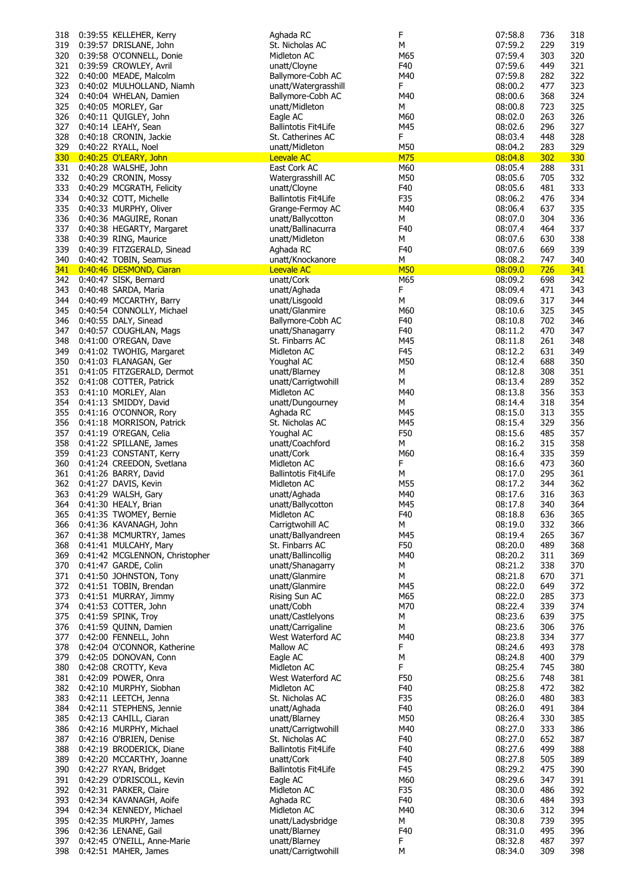| | | | | | | | |
|---|---|---|---|---|---|---|---|
| 318 | 0:39:55 | KELLEHER, Kerry | Aghada RC | F | 07:58.8 | 736 | 318 |
| 319 | 0:39:57 | DRISLANE, John | St. Nicholas AC | M | 07:59.2 | 229 | 319 |
| 320 | 0:39:58 | O'CONNELL, Donie | Midleton AC | M65 | 07:59.4 | 303 | 320 |
| 321 | 0:39:59 | CROWLEY, Avril | unatt/Cloyne | F40 | 07:59.6 | 449 | 321 |
| 322 | 0:40:00 | MEADE, Malcolm | Ballymore-Cobh AC | M40 | 07:59.8 | 282 | 322 |
| 323 | 0:40:02 | MULHOLLAND, Niamh | unatt/Watergrasshill | F | 08:00.2 | 477 | 323 |
| 324 | 0:40:04 | WHELAN, Damien | Ballymore-Cobh AC | M40 | 08:00.6 | 368 | 324 |
| 325 | 0:40:05 | MORLEY, Gar | unatt/Midleton | M | 08:00.8 | 723 | 325 |
| 326 | 0:40:11 | QUIGLEY, John | Eagle AC | M60 | 08:02.0 | 263 | 326 |
| 327 | 0:40:14 | LEAHY, Sean | Ballintotis Fit4Life | M45 | 08:02.6 | 296 | 327 |
| 328 | 0:40:18 | CRONIN, Jackie | St. Catherines AC | F | 08:03.4 | 448 | 328 |
| 329 | 0:40:22 | RYALL, Noel | unatt/Midleton | M50 | 08:04.2 | 283 | 329 |
| 330 | 0:40:25 | O'LEARY, John | Leevale AC | M75 | 08:04.8 | 302 | 330 |
| 331 | 0:40:28 | WALSHE, John | East Cork AC | M60 | 08:05.4 | 288 | 331 |
| 332 | 0:40:29 | CRONIN, Mossy | Watergrasshill AC | M50 | 08:05.6 | 705 | 332 |
| 333 | 0:40:29 | MCGRATH, Felicity | unatt/Cloyne | F40 | 08:05.6 | 481 | 333 |
| 334 | 0:40:32 | COTT, Michelle | Ballintotis Fit4Life | F35 | 08:06.2 | 476 | 334 |
| 335 | 0:40:33 | MURPHY, Oliver | Grange-Fermoy AC | M40 | 08:06.4 | 637 | 335 |
| 336 | 0:40:36 | MAGUIRE, Ronan | unatt/Ballycotton | M | 08:07.0 | 304 | 336 |
| 337 | 0:40:38 | HEGARTY, Margaret | unatt/Ballinacurra | F40 | 08:07.4 | 464 | 337 |
| 338 | 0:40:39 | RING, Maurice | unatt/Midleton | M | 08:07.6 | 630 | 338 |
| 339 | 0:40:39 | FITZGERALD, Sinead | Aghada RC | F40 | 08:07.6 | 669 | 339 |
| 340 | 0:40:42 | TOBIN, Seamus | unatt/Knockanore | M | 08:08.2 | 747 | 340 |
| 341 | 0:40:46 | DESMOND, Ciaran | Leevale AC | M50 | 08:09.0 | 726 | 341 |
| 342 | 0:40:47 | SISK, Bernard | unatt/Cork | M65 | 08:09.2 | 698 | 342 |
| 343 | 0:40:48 | SARDA, Maria | unatt/Aghada | F | 08:09.4 | 471 | 343 |
| 344 | 0:40:49 | MCCARTHY, Barry | unatt/Lisgoold | M | 08:09.6 | 317 | 344 |
| 345 | 0:40:54 | CONNOLLY, Michael | unatt/Glanmire | M60 | 08:10.6 | 325 | 345 |
| 346 | 0:40:55 | DALY, Sinead | Ballymore-Cobh AC | F40 | 08:10.8 | 702 | 346 |
| 347 | 0:40:57 | COUGHLAN, Mags | unatt/Shanagarry | F40 | 08:11.2 | 470 | 347 |
| 348 | 0:41:00 | O'REGAN, Dave | St. Finbarrs AC | M45 | 08:11.8 | 261 | 348 |
| 349 | 0:41:02 | TWOHIG, Margaret | Midleton AC | F45 | 08:12.2 | 631 | 349 |
| 350 | 0:41:03 | FLANAGAN, Ger | Youghal AC | M50 | 08:12.4 | 688 | 350 |
| 351 | 0:41:05 | FITZGERALD, Dermot | unatt/Blarney | M | 08:12.8 | 308 | 351 |
| 352 | 0:41:08 | COTTER, Patrick | unatt/Carrigtwohill | M | 08:13.4 | 289 | 352 |
| 353 | 0:41:10 | MORLEY, Alan | Midleton AC | M40 | 08:13.8 | 356 | 353 |
| 354 | 0:41:13 | SMIDDY, David | unatt/Dungourney | M | 08:14.4 | 318 | 354 |
| 355 | 0:41:16 | O'CONNOR, Rory | Aghada RC | M45 | 08:15.0 | 313 | 355 |
| 356 | 0:41:18 | MORRISON, Patrick | St. Nicholas AC | M45 | 08:15.4 | 329 | 356 |
| 357 | 0:41:19 | O'REGAN, Celia | Youghal AC | F50 | 08:15.6 | 485 | 357 |
| 358 | 0:41:22 | SPILLANE, James | unatt/Coachford | M | 08:16.2 | 315 | 358 |
| 359 | 0:41:23 | CONSTANT, Kerry | unatt/Cork | M60 | 08:16.4 | 335 | 359 |
| 360 | 0:41:24 | CREEDON, Svetlana | Midleton AC | F | 08:16.6 | 473 | 360 |
| 361 | 0:41:26 | BARRY, David | Ballintotis Fit4Life | M | 08:17.0 | 295 | 361 |
| 362 | 0:41:27 | DAVIS, Kevin | Midleton AC | M55 | 08:17.2 | 344 | 362 |
| 363 | 0:41:29 | WALSH, Gary | unatt/Aghada | M40 | 08:17.6 | 316 | 363 |
| 364 | 0:41:30 | HEALY, Brian | unatt/Ballycotton | M45 | 08:17.8 | 340 | 364 |
| 365 | 0:41:35 | TWOMEY, Bernie | Midleton AC | F40 | 08:18.8 | 636 | 365 |
| 366 | 0:41:36 | KAVANAGH, John | Carrigtwohill AC | M | 08:19.0 | 332 | 366 |
| 367 | 0:41:38 | MCMURTRY, James | unatt/Ballyandreen | M45 | 08:19.4 | 265 | 367 |
| 368 | 0:41:41 | MULCAHY, Mary | St. Finbarrs AC | F50 | 08:20.0 | 489 | 368 |
| 369 | 0:41:42 | MCGLENNON, Christopher | unatt/Ballincollig | M40 | 08:20.2 | 311 | 369 |
| 370 | 0:41:47 | GARDE, Colin | unatt/Shanagarry | M | 08:21.2 | 338 | 370 |
| 371 | 0:41:50 | JOHNSTON, Tony | unatt/Glanmire | M | 08:21.8 | 670 | 371 |
| 372 | 0:41:51 | TOBIN, Brendan | unatt/Glanmire | M45 | 08:22.0 | 649 | 372 |
| 373 | 0:41:51 | MURRAY, Jimmy | Rising Sun AC | M65 | 08:22.0 | 285 | 373 |
| 374 | 0:41:53 | COTTER, John | unatt/Cobh | M70 | 08:22.4 | 339 | 374 |
| 375 | 0:41:59 | SPINK, Troy | unatt/Castlelyons | M | 08:23.6 | 639 | 375 |
| 376 | 0:41:59 | QUINN, Damien | unatt/Carrigaline | M | 08:23.6 | 306 | 376 |
| 377 | 0:42:00 | FENNELL, John | West Waterford AC | M40 | 08:23.8 | 334 | 377 |
| 378 | 0:42:04 | O'CONNOR, Katherine | Mallow AC | F | 08:24.6 | 493 | 378 |
| 379 | 0:42:05 | DONOVAN, Conn | Eagle AC | M | 08:24.8 | 400 | 379 |
| 380 | 0:42:08 | CROTTY, Keva | Midleton AC | F | 08:25.4 | 745 | 380 |
| 381 | 0:42:09 | POWER, Onra | West Waterford AC | F50 | 08:25.6 | 748 | 381 |
| 382 | 0:42:10 | MURPHY, Siobhan | Midleton AC | F40 | 08:25.8 | 472 | 382 |
| 383 | 0:42:11 | LEETCH, Jenna | St. Nicholas AC | F35 | 08:26.0 | 480 | 383 |
| 384 | 0:42:11 | STEPHENS, Jennie | unatt/Aghada | F40 | 08:26.0 | 491 | 384 |
| 385 | 0:42:13 | CAHILL, Ciaran | unatt/Blarney | M50 | 08:26.4 | 330 | 385 |
| 386 | 0:42:16 | MURPHY, Michael | unatt/Carrigtwohill | M40 | 08:27.0 | 333 | 386 |
| 387 | 0:42:16 | O'BRIEN, Denise | St. Nicholas AC | F40 | 08:27.0 | 652 | 387 |
| 388 | 0:42:19 | BRODERICK, Diane | Ballintotis Fit4Life | F40 | 08:27.6 | 499 | 388 |
| 389 | 0:42:20 | MCCARTHY, Joanne | unatt/Cork | F40 | 08:27.8 | 505 | 389 |
| 390 | 0:42:27 | RYAN, Bridget | Ballintotis Fit4Life | F45 | 08:29.2 | 475 | 390 |
| 391 | 0:42:29 | O'DRISCOLL, Kevin | Eagle AC | M60 | 08:29.6 | 347 | 391 |
| 392 | 0:42:31 | PARKER, Claire | Midleton AC | F35 | 08:30.0 | 486 | 392 |
| 393 | 0:42:34 | KAVANAGH, Aoife | Aghada RC | F40 | 08:30.6 | 484 | 393 |
| 394 | 0:42:34 | KENNEDY, Michael | Midleton AC | M40 | 08:30.6 | 312 | 394 |
| 395 | 0:42:35 | MURPHY, James | unatt/Ladysbridge | M | 08:30.8 | 739 | 395 |
| 396 | 0:42:36 | LENANE, Gail | unatt/Blarney | F40 | 08:31.0 | 495 | 396 |
| 397 | 0:42:45 | O'NEILL, Anne-Marie | unatt/Blarney | F | 08:32.8 | 487 | 397 |
| 398 | 0:42:51 | MAHER, James | unatt/Carrigtwohill | M | 08:34.0 | 309 | 398 |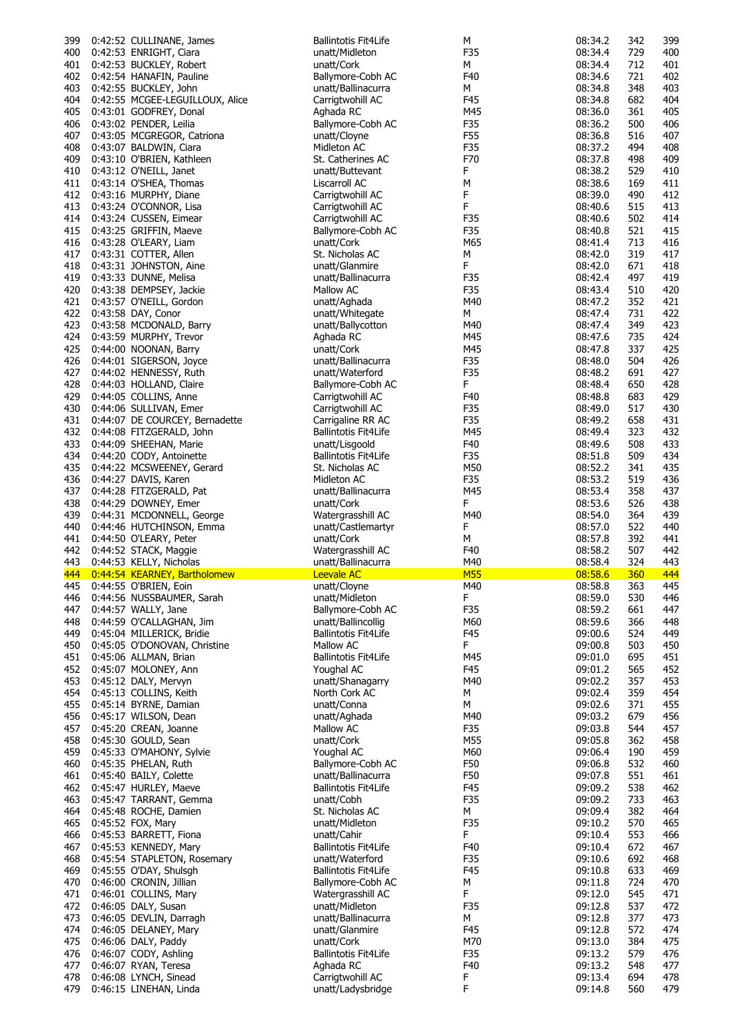| | | | | | | | |
|---|---|---|---|---|---|---|---|
| 399 | 0:42:52 | CULLINANE, James | Ballintotis Fit4Life | M | 08:34.2 | 342 | 399 |
| 400 | 0:42:53 | ENRIGHT, Ciara | unatt/Midleton | F35 | 08:34.4 | 729 | 400 |
| 401 | 0:42:53 | BUCKLEY, Robert | unatt/Cork | M | 08:34.4 | 712 | 401 |
| 402 | 0:42:54 | HANAFIN, Pauline | Ballymore-Cobh AC | F40 | 08:34.6 | 721 | 402 |
| 403 | 0:42:55 | BUCKLEY, John | unatt/Ballinacurra | M | 08:34.8 | 348 | 403 |
| 404 | 0:42:55 | MCGEE-LEGUILLOUX, Alice | Carrigtwohill AC | F45 | 08:34.8 | 682 | 404 |
| 405 | 0:43:01 | GODFREY, Donal | Aghada RC | M45 | 08:36.0 | 361 | 405 |
| 406 | 0:43:02 | PENDER, Leilia | Ballymore-Cobh AC | F35 | 08:36.2 | 500 | 406 |
| 407 | 0:43:05 | MCGREGOR, Catriona | unatt/Cloyne | F55 | 08:36.8 | 516 | 407 |
| 408 | 0:43:07 | BALDWIN, Ciara | Midleton AC | F35 | 08:37.2 | 494 | 408 |
| 409 | 0:43:10 | O'BRIEN, Kathleen | St. Catherines AC | F70 | 08:37.8 | 498 | 409 |
| 410 | 0:43:12 | O'NEILL, Janet | unatt/Buttevant | F | 08:38.2 | 529 | 410 |
| 411 | 0:43:14 | O'SHEA, Thomas | Liscarroll AC | M | 08:38.6 | 169 | 411 |
| 412 | 0:43:16 | MURPHY, Diane | Carrigtwohill AC | F | 08:39.0 | 490 | 412 |
| 413 | 0:43:24 | O'CONNOR, Lisa | Carrigtwohill AC | F | 08:40.6 | 515 | 413 |
| 414 | 0:43:24 | CUSSEN, Eimear | Carrigtwohill AC | F35 | 08:40.6 | 502 | 414 |
| 415 | 0:43:25 | GRIFFIN, Maeve | Ballymore-Cobh AC | F35 | 08:40.8 | 521 | 415 |
| 416 | 0:43:28 | O'LEARY, Liam | unatt/Cork | M65 | 08:41.4 | 713 | 416 |
| 417 | 0:43:31 | COTTER, Allen | St. Nicholas AC | M | 08:42.0 | 319 | 417 |
| 418 | 0:43:31 | JOHNSTON, Aine | unatt/Glanmire | F | 08:42.0 | 671 | 418 |
| 419 | 0:43:33 | DUNNE, Melisa | unatt/Ballinacurra | F35 | 08:42.4 | 497 | 419 |
| 420 | 0:43:38 | DEMPSEY, Jackie | Mallow AC | F35 | 08:43.4 | 510 | 420 |
| 421 | 0:43:57 | O'NEILL, Gordon | unatt/Aghada | M40 | 08:47.2 | 352 | 421 |
| 422 | 0:43:58 | DAY, Conor | unatt/Whitegate | M | 08:47.4 | 731 | 422 |
| 423 | 0:43:58 | MCDONALD, Barry | unatt/Ballycotton | M40 | 08:47.4 | 349 | 423 |
| 424 | 0:43:59 | MURPHY, Trevor | Aghada RC | M45 | 08:47.6 | 735 | 424 |
| 425 | 0:44:00 | NOONAN, Barry | unatt/Cork | M45 | 08:47.8 | 337 | 425 |
| 426 | 0:44:01 | SIGERSON, Joyce | unatt/Ballinacurra | F35 | 08:48.0 | 504 | 426 |
| 427 | 0:44:02 | HENNESSY, Ruth | unatt/Waterford | F35 | 08:48.2 | 691 | 427 |
| 428 | 0:44:03 | HOLLAND, Claire | Ballymore-Cobh AC | F | 08:48.4 | 650 | 428 |
| 429 | 0:44:05 | COLLINS, Anne | Carrigtwohill AC | F40 | 08:48.8 | 683 | 429 |
| 430 | 0:44:06 | SULLIVAN, Emer | Carrigtwohill AC | F35 | 08:49.0 | 517 | 430 |
| 431 | 0:44:07 | DE COURCEY, Bernadette | Carrigaline RR AC | F35 | 08:49.2 | 658 | 431 |
| 432 | 0:44:08 | FITZGERALD, John | Ballintotis Fit4Life | M45 | 08:49.4 | 323 | 432 |
| 433 | 0:44:09 | SHEEHAN, Marie | unatt/Lisgoold | F40 | 08:49.6 | 508 | 433 |
| 434 | 0:44:20 | CODY, Antoinette | Ballintotis Fit4Life | F35 | 08:51.8 | 509 | 434 |
| 435 | 0:44:22 | MCSWEENEY, Gerard | St. Nicholas AC | M50 | 08:52.2 | 341 | 435 |
| 436 | 0:44:27 | DAVIS, Karen | Midleton AC | F35 | 08:53.2 | 519 | 436 |
| 437 | 0:44:28 | FITZGERALD, Pat | unatt/Ballinacurra | M45 | 08:53.4 | 358 | 437 |
| 438 | 0:44:29 | DOWNEY, Emer | unatt/Cork | F | 08:53.6 | 526 | 438 |
| 439 | 0:44:31 | MCDONNELL, George | Watergrasshill AC | M40 | 08:54.0 | 364 | 439 |
| 440 | 0:44:46 | HUTCHINSON, Emma | unatt/Castlemartyr | F | 08:57.0 | 522 | 440 |
| 441 | 0:44:50 | O'LEARY, Peter | unatt/Cork | M | 08:57.8 | 392 | 441 |
| 442 | 0:44:52 | STACK, Maggie | Watergrasshill AC | F40 | 08:58.2 | 507 | 442 |
| 443 | 0:44:53 | KELLY, Nicholas | unatt/Ballinacurra | M40 | 08:58.4 | 324 | 443 |
| 444 | 0:44:54 | KEARNEY, Bartholomew | Leevale AC | M55 | 08:58.6 | 360 | 444 |
| 445 | 0:44:55 | O'BRIEN, Eoin | unatt/Cloyne | M40 | 08:58.8 | 363 | 445 |
| 446 | 0:44:56 | NUSSBAUMER, Sarah | unatt/Midleton | F | 08:59.0 | 530 | 446 |
| 447 | 0:44:57 | WALLY, Jane | Ballymore-Cobh AC | F35 | 08:59.2 | 661 | 447 |
| 448 | 0:44:59 | O'CALLAGHAN, Jim | unatt/Ballincollig | M60 | 08:59.6 | 366 | 448 |
| 449 | 0:45:04 | MILLERICK, Bridie | Ballintotis Fit4Life | F45 | 09:00.6 | 524 | 449 |
| 450 | 0:45:05 | O'DONOVAN, Christine | Mallow AC | F | 09:00.8 | 503 | 450 |
| 451 | 0:45:06 | ALLMAN, Brian | Ballintotis Fit4Life | M45 | 09:01.0 | 695 | 451 |
| 452 | 0:45:07 | MOLONEY, Ann | Youghal AC | F45 | 09:01.2 | 565 | 452 |
| 453 | 0:45:12 | DALY, Mervyn | unatt/Shanagarry | M40 | 09:02.2 | 357 | 453 |
| 454 | 0:45:13 | COLLINS, Keith | North Cork AC | M | 09:02.4 | 359 | 454 |
| 455 | 0:45:14 | BYRNE, Damian | unatt/Conna | M | 09:02.6 | 371 | 455 |
| 456 | 0:45:17 | WILSON, Dean | unatt/Aghada | M40 | 09:03.2 | 679 | 456 |
| 457 | 0:45:20 | CREAN, Joanne | Mallow AC | F35 | 09:03.8 | 544 | 457 |
| 458 | 0:45:30 | GOULD, Sean | unatt/Cork | M55 | 09:05.8 | 362 | 458 |
| 459 | 0:45:33 | O'MAHONY, Sylvie | Youghal AC | M60 | 09:06.4 | 190 | 459 |
| 460 | 0:45:35 | PHELAN, Ruth | Ballymore-Cobh AC | F50 | 09:06.8 | 532 | 460 |
| 461 | 0:45:40 | BAILY, Colette | unatt/Ballinacurra | F50 | 09:07.8 | 551 | 461 |
| 462 | 0:45:47 | HURLEY, Maeve | Ballintotis Fit4Life | F45 | 09:09.2 | 538 | 462 |
| 463 | 0:45:47 | TARRANT, Gemma | unatt/Cobh | F35 | 09:09.2 | 733 | 463 |
| 464 | 0:45:48 | ROCHE, Damien | St. Nicholas AC | M | 09:09.4 | 382 | 464 |
| 465 | 0:45:52 | FOX, Mary | unatt/Midleton | F35 | 09:10.2 | 570 | 465 |
| 466 | 0:45:53 | BARRETT, Fiona | unatt/Cahir | F | 09:10.4 | 553 | 466 |
| 467 | 0:45:53 | KENNEDY, Mary | Ballintotis Fit4Life | F40 | 09:10.4 | 672 | 467 |
| 468 | 0:45:54 | STAPLETON, Rosemary | unatt/Waterford | F35 | 09:10.6 | 692 | 468 |
| 469 | 0:45:55 | O'DAY, Shulsgh | Ballintotis Fit4Life | F45 | 09:10.8 | 633 | 469 |
| 470 | 0:46:00 | CRONIN, Jillian | Ballymore-Cobh AC | M | 09:11.8 | 724 | 470 |
| 471 | 0:46:01 | COLLINS, Mary | Watergrasshill AC | F | 09:12.0 | 545 | 471 |
| 472 | 0:46:05 | DALY, Susan | unatt/Midleton | F35 | 09:12.8 | 537 | 472 |
| 473 | 0:46:05 | DEVLIN, Darragh | unatt/Ballinacurra | M | 09:12.8 | 377 | 473 |
| 474 | 0:46:05 | DELANEY, Mary | unatt/Glanmire | F45 | 09:12.8 | 572 | 474 |
| 475 | 0:46:06 | DALY, Paddy | unatt/Cork | M70 | 09:13.0 | 384 | 475 |
| 476 | 0:46:07 | CODY, Ashling | Ballintotis Fit4Life | F35 | 09:13.2 | 579 | 476 |
| 477 | 0:46:07 | RYAN, Teresa | Aghada RC | F40 | 09:13.2 | 548 | 477 |
| 478 | 0:46:08 | LYNCH, Sinead | Carrigtwohill AC | F | 09:13.4 | 694 | 478 |
| 479 | 0:46:15 | LINEHAN, Linda | unatt/Ladysbridge | F | 09:14.8 | 560 | 479 |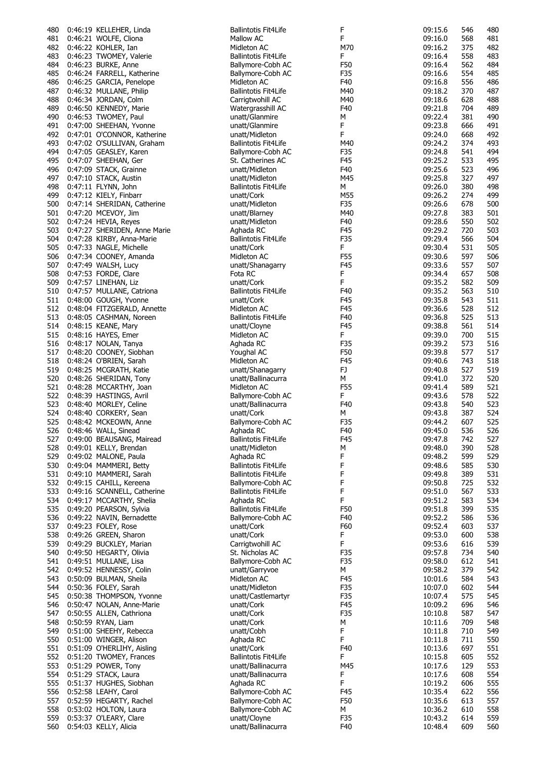| | | | | | | | |
|---|---|---|---|---|---|---|---|
| 480 | 0:46:19 | KELLEHER, Linda | Ballintotis Fit4Life | F | 09:15.6 | 546 | 480 |
| 481 | 0:46:21 | WOLFE, Cliona | Mallow AC | F | 09:16.0 | 568 | 481 |
| 482 | 0:46:22 | KOHLER, Ian | Midleton AC | M70 | 09:16.2 | 375 | 482 |
| 483 | 0:46:23 | TWOMEY, Valerie | Ballintotis Fit4Life | F | 09:16.4 | 558 | 483 |
| 484 | 0:46:23 | BURKE, Anne | Ballymore-Cobh AC | F50 | 09:16.4 | 562 | 484 |
| 485 | 0:46:24 | FARRELL, Katherine | Ballymore-Cobh AC | F35 | 09:16.6 | 554 | 485 |
| 486 | 0:46:25 | GARCIA, Penelope | Midleton AC | F40 | 09:16.8 | 556 | 486 |
| 487 | 0:46:32 | MULLANE, Philip | Ballintotis Fit4Life | M40 | 09:18.2 | 370 | 487 |
| 488 | 0:46:34 | JORDAN, Colm | Carrigtwohill AC | M40 | 09:18.6 | 628 | 488 |
| 489 | 0:46:50 | KENNEDY, Marie | Watergrasshill AC | F40 | 09:21.8 | 704 | 489 |
| 490 | 0:46:53 | TWOMEY, Paul | unatt/Glanmire | M | 09:22.4 | 381 | 490 |
| 491 | 0:47:00 | SHEEHAN, Yvonne | unatt/Glanmire | F | 09:23.8 | 666 | 491 |
| 492 | 0:47:01 | O'CONNOR, Katherine | unatt/Midleton | F | 09:24.0 | 668 | 492 |
| 493 | 0:47:02 | O'SULLIVAN, Graham | Ballintotis Fit4Life | M40 | 09:24.2 | 374 | 493 |
| 494 | 0:47:05 | GEASLEY, Karen | Ballymore-Cobh AC | F35 | 09:24.8 | 541 | 494 |
| 495 | 0:47:07 | SHEEHAN, Ger | St. Catherines AC | F45 | 09:25.2 | 533 | 495 |
| 496 | 0:47:09 | STACK, Grainne | unatt/Midleton | F40 | 09:25.6 | 523 | 496 |
| 497 | 0:47:10 | STACK, Austin | unatt/Midleton | M45 | 09:25.8 | 327 | 497 |
| 498 | 0:47:11 | FLYNN, John | Ballintotis Fit4Life | M | 09:26.0 | 380 | 498 |
| 499 | 0:47:12 | KIELY, Finbarr | unatt/Cork | M55 | 09:26.2 | 274 | 499 |
| 500 | 0:47:14 | SHERIDAN, Catherine | unatt/Midleton | F35 | 09:26.6 | 678 | 500 |
| 501 | 0:47:20 | MCEVOY, Jim | unatt/Blarney | M40 | 09:27.8 | 383 | 501 |
| 502 | 0:47:24 | HEVIA, Reyes | unatt/Midleton | F40 | 09:28.6 | 550 | 502 |
| 503 | 0:47:27 | SHERIDEN, Anne Marie | Aghada RC | F45 | 09:29.2 | 720 | 503 |
| 504 | 0:47:28 | KIRBY, Anna-Marie | Ballintotis Fit4Life | F35 | 09:29.4 | 566 | 504 |
| 505 | 0:47:33 | NAGLE, Michelle | unatt/Cork | F | 09:30.4 | 531 | 505 |
| 506 | 0:47:34 | COONEY, Amanda | Midleton AC | F55 | 09:30.6 | 597 | 506 |
| 507 | 0:47:49 | WALSH, Lucy | unatt/Shanagarry | F45 | 09:33.6 | 557 | 507 |
| 508 | 0:47:53 | FORDE, Clare | Fota RC | F | 09:34.4 | 657 | 508 |
| 509 | 0:47:57 | LINEHAN, Liz | unatt/Cork | F | 09:35.2 | 582 | 509 |
| 510 | 0:47:57 | MULLANE, Catriona | Ballintotis Fit4Life | F40 | 09:35.2 | 563 | 510 |
| 511 | 0:48:00 | GOUGH, Yvonne | unatt/Cork | F45 | 09:35.8 | 543 | 511 |
| 512 | 0:48:04 | FITZGERALD, Annette | Midleton AC | F45 | 09:36.6 | 528 | 512 |
| 513 | 0:48:05 | CASHMAN, Noreen | Ballintotis Fit4Life | F40 | 09:36.8 | 525 | 513 |
| 514 | 0:48:15 | KEANE, Mary | unatt/Cloyne | F45 | 09:38.8 | 561 | 514 |
| 515 | 0:48:16 | HAYES, Emer | Midleton AC | F | 09:39.0 | 700 | 515 |
| 516 | 0:48:17 | NOLAN, Tanya | Aghada RC | F35 | 09:39.2 | 573 | 516 |
| 517 | 0:48:20 | COONEY, Siobhan | Youghal AC | F50 | 09:39.8 | 577 | 517 |
| 518 | 0:48:24 | O'BRIEN, Sarah | Midleton AC | F45 | 09:40.6 | 743 | 518 |
| 519 | 0:48:25 | MCGRATH, Katie | unatt/Shanagarry | FJ | 09:40.8 | 527 | 519 |
| 520 | 0:48:26 | SHERIDAN, Tony | unatt/Ballinacurra | M | 09:41.0 | 372 | 520 |
| 521 | 0:48:28 | MCCARTHY, Joan | Midleton AC | F55 | 09:41.4 | 589 | 521 |
| 522 | 0:48:39 | HASTINGS, Avril | Ballymore-Cobh AC | F | 09:43.6 | 578 | 522 |
| 523 | 0:48:40 | MORLEY, Celine | unatt/Ballinacurra | F40 | 09:43.8 | 540 | 523 |
| 524 | 0:48:40 | CORKERY, Sean | unatt/Cork | M | 09:43.8 | 387 | 524 |
| 525 | 0:48:42 | MCKEOWN, Anne | Ballymore-Cobh AC | F35 | 09:44.2 | 607 | 525 |
| 526 | 0:48:46 | WALL, Sinead | Aghada RC | F40 | 09:45.0 | 536 | 526 |
| 527 | 0:49:00 | BEAUSANG, Mairead | Ballintotis Fit4Life | F45 | 09:47.8 | 742 | 527 |
| 528 | 0:49:01 | KELLY, Brendan | unatt/Midleton | M | 09:48.0 | 390 | 528 |
| 529 | 0:49:02 | MALONE, Paula | Aghada RC | F | 09:48.2 | 599 | 529 |
| 530 | 0:49:04 | MAMMERI, Betty | Ballintotis Fit4Life | F | 09:48.6 | 585 | 530 |
| 531 | 0:49:10 | MAMMERI, Sarah | Ballintotis Fit4Life | F | 09:49.8 | 389 | 531 |
| 532 | 0:49:15 | CAHILL, Kereena | Ballymore-Cobh AC | F | 09:50.8 | 725 | 532 |
| 533 | 0:49:16 | SCANNELL, Catherine | Ballintotis Fit4Life | F | 09:51.0 | 567 | 533 |
| 534 | 0:49:17 | MCCARTHY, Shelia | Aghada RC | F | 09:51.2 | 583 | 534 |
| 535 | 0:49:20 | PEARSON, Sylvia | Ballintotis Fit4Life | F50 | 09:51.8 | 399 | 535 |
| 536 | 0:49:22 | NAVIN, Bernadette | Ballymore-Cobh AC | F40 | 09:52.2 | 586 | 536 |
| 537 | 0:49:23 | FOLEY, Rose | unatt/Cork | F60 | 09:52.4 | 603 | 537 |
| 538 | 0:49:26 | GREEN, Sharon | unatt/Cork | F | 09:53.0 | 600 | 538 |
| 539 | 0:49:29 | BUCKLEY, Marian | Carrigtwohill AC | F | 09:53.6 | 616 | 539 |
| 540 | 0:49:50 | HEGARTY, Olivia | St. Nicholas AC | F35 | 09:57.8 | 734 | 540 |
| 541 | 0:49:51 | MULLANE, Lisa | Ballymore-Cobh AC | F35 | 09:58.0 | 612 | 541 |
| 542 | 0:49:52 | HENNESSY, Colin | unatt/Garryvoe | M | 09:58.2 | 379 | 542 |
| 543 | 0:50:09 | BULMAN, Sheila | Midleton AC | F45 | 10:01.6 | 584 | 543 |
| 544 | 0:50:36 | FOLEY, Sarah | unatt/Midleton | F35 | 10:07.0 | 602 | 544 |
| 545 | 0:50:38 | THOMPSON, Yvonne | unatt/Castlemartyr | F35 | 10:07.4 | 575 | 545 |
| 546 | 0:50:47 | NOLAN, Anne-Marie | unatt/Cork | F45 | 10:09.2 | 696 | 546 |
| 547 | 0:50:55 | ALLEN, Cathriona | unatt/Cork | F35 | 10:10.8 | 587 | 547 |
| 548 | 0:50:59 | RYAN, Liam | unatt/Cork | M | 10:11.6 | 709 | 548 |
| 549 | 0:51:00 | SHEEHY, Rebecca | unatt/Cobh | F | 10:11.8 | 710 | 549 |
| 550 | 0:51:00 | WINGER, Alison | Aghada RC | F | 10:11.8 | 711 | 550 |
| 551 | 0:51:09 | O'HERLIHY, Aisling | unatt/Cork | F40 | 10:13.6 | 697 | 551 |
| 552 | 0:51:20 | TWOMEY, Frances | Ballintotis Fit4Life | F | 10:15.8 | 605 | 552 |
| 553 | 0:51:29 | POWER, Tony | unatt/Ballinacurra | M45 | 10:17.6 | 129 | 553 |
| 554 | 0:51:29 | STACK, Laura | unatt/Ballinacurra | F | 10:17.6 | 608 | 554 |
| 555 | 0:51:37 | HUGHES, Siobhan | Aghada RC | F | 10:19.2 | 606 | 555 |
| 556 | 0:52:58 | LEAHY, Carol | Ballymore-Cobh AC | F45 | 10:35.4 | 622 | 556 |
| 557 | 0:52:59 | HEGARTY, Rachel | Ballymore-Cobh AC | F50 | 10:35.6 | 613 | 557 |
| 558 | 0:53:02 | HOLTON, Laura | Ballymore-Cobh AC | M | 10:36.2 | 610 | 558 |
| 559 | 0:53:37 | O'LEARY, Clare | unatt/Cloyne | F35 | 10:43.2 | 614 | 559 |
| 560 | 0:54:03 | KELLY, Alicia | unatt/Ballinacurra | F40 | 10:48.4 | 609 | 560 |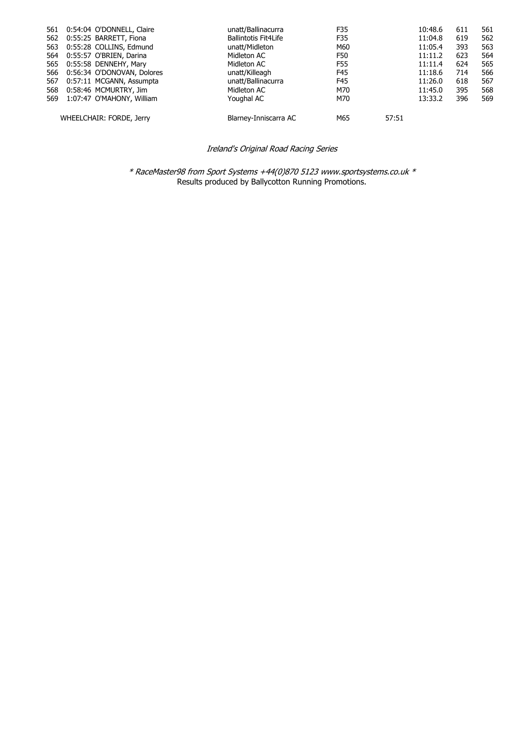| | | | | | | | | |
|---|---|---|---|---|---|---|---|---|
| 561 | 0:54:04 | O'DONNELL, Claire | unatt/Ballinacurra | F35 | | 10:48.6 | 611 | 561 |
| 562 | 0:55:25 | BARRETT, Fiona | Ballintotis Fit4Life | F35 | | 11:04.8 | 619 | 562 |
| 563 | 0:55:28 | COLLINS, Edmund | unatt/Midleton | M60 | | 11:05.4 | 393 | 563 |
| 564 | 0:55:57 | O'BRIEN, Darina | Midleton AC | F50 | | 11:11.2 | 623 | 564 |
| 565 | 0:55:58 | DENNEHY, Mary | Midleton AC | F55 | | 11:11.4 | 624 | 565 |
| 566 | 0:56:34 | O'DONOVAN, Dolores | unatt/Killeagh | F45 | | 11:18.6 | 714 | 566 |
| 567 | 0:57:11 | MCGANN, Assumpta | unatt/Ballinacurra | F45 | | 11:26.0 | 618 | 567 |
| 568 | 0:58:46 | MCMURTRY, Jim | Midleton AC | M70 | | 11:45.0 | 395 | 568 |
| 569 | 1:07:47 | O'MAHONY, William | Youghal AC | M70 | | 13:33.2 | 396 | 569 |
| | | WHEELCHAIR: FORDE, Jerry | Blarney-Inniscarra AC | M65 | 57:51 | | | |

*Ireland's Original Road Racing Series*

*\* RaceMaster98 from Sport Systems +44(0)870 5123 www.sportsystems.co.uk \**

Results produced by Ballycotton Running Promotions.